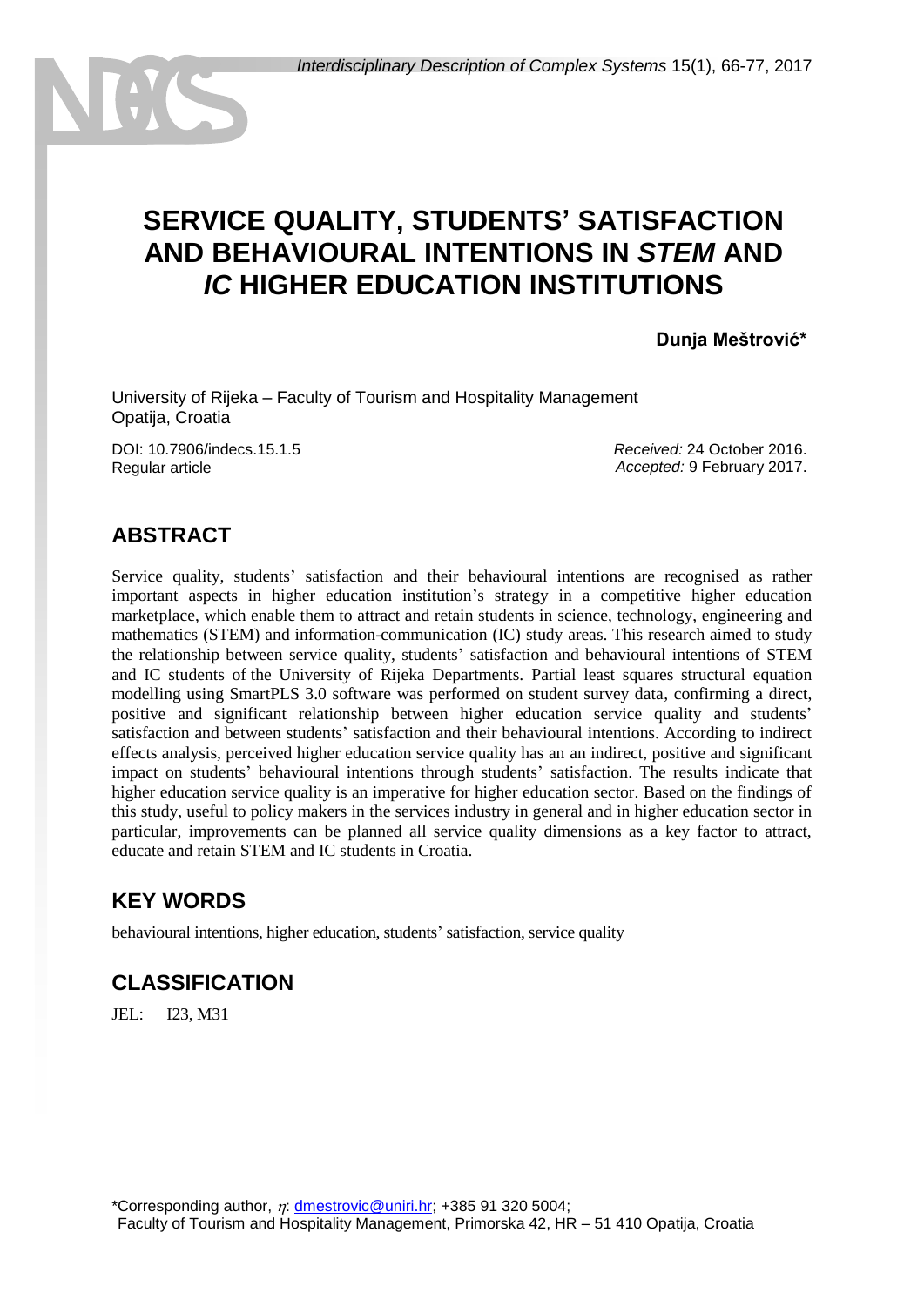# SERVICE QUALITY, STUDENTS' SATISFACTION AND BEHAVIOURAL INTENTIONS IN *STEM* AND *IC* HIGHER EDUCATION INSTITUTIONS

**Dunja Meštrović***

University of Rijeka – Faculty of Tourism and Hospitality Management
Opatija, Croatia

DOI: 10.7906/indecs.15.1.5
Regular article

*Received:* 24 October 2016.
*Accepted:* 9 February 2017.

## ABSTRACT

Service quality, students' satisfaction and their behavioural intentions are recognised as rather important aspects in higher education institution's strategy in a competitive higher education marketplace, which enable them to attract and retain students in science, technology, engineering and mathematics (STEM) and information-communication (IC) study areas. This research aimed to study the relationship between service quality, students' satisfaction and behavioural intentions of STEM and IC students of the University of Rijeka Departments. Partial least squares structural equation modelling using SmartPLS 3.0 software was performed on student survey data, confirming a direct, positive and significant relationship between higher education service quality and students' satisfaction and between students' satisfaction and their behavioural intentions. According to indirect effects analysis, perceived higher education service quality has an an indirect, positive and significant impact on students' behavioural intentions through students' satisfaction. The results indicate that higher education service quality is an imperative for higher education sector. Based on the findings of this study, useful to policy makers in the services industry in general and in higher education sector in particular, improvements can be planned all service quality dimensions as a key factor to attract, educate and retain STEM and IC students in Croatia.

## KEY WORDS

behavioural intentions, higher education, students' satisfaction, service quality

## CLASSIFICATION

JEL: I23, M31

*Corresponding author, η: dmestrovic@uniri.hr; +385 91 320 5004;
Faculty of Tourism and Hospitality Management, Primorska 42, HR – 51 410 Opatija, Croatia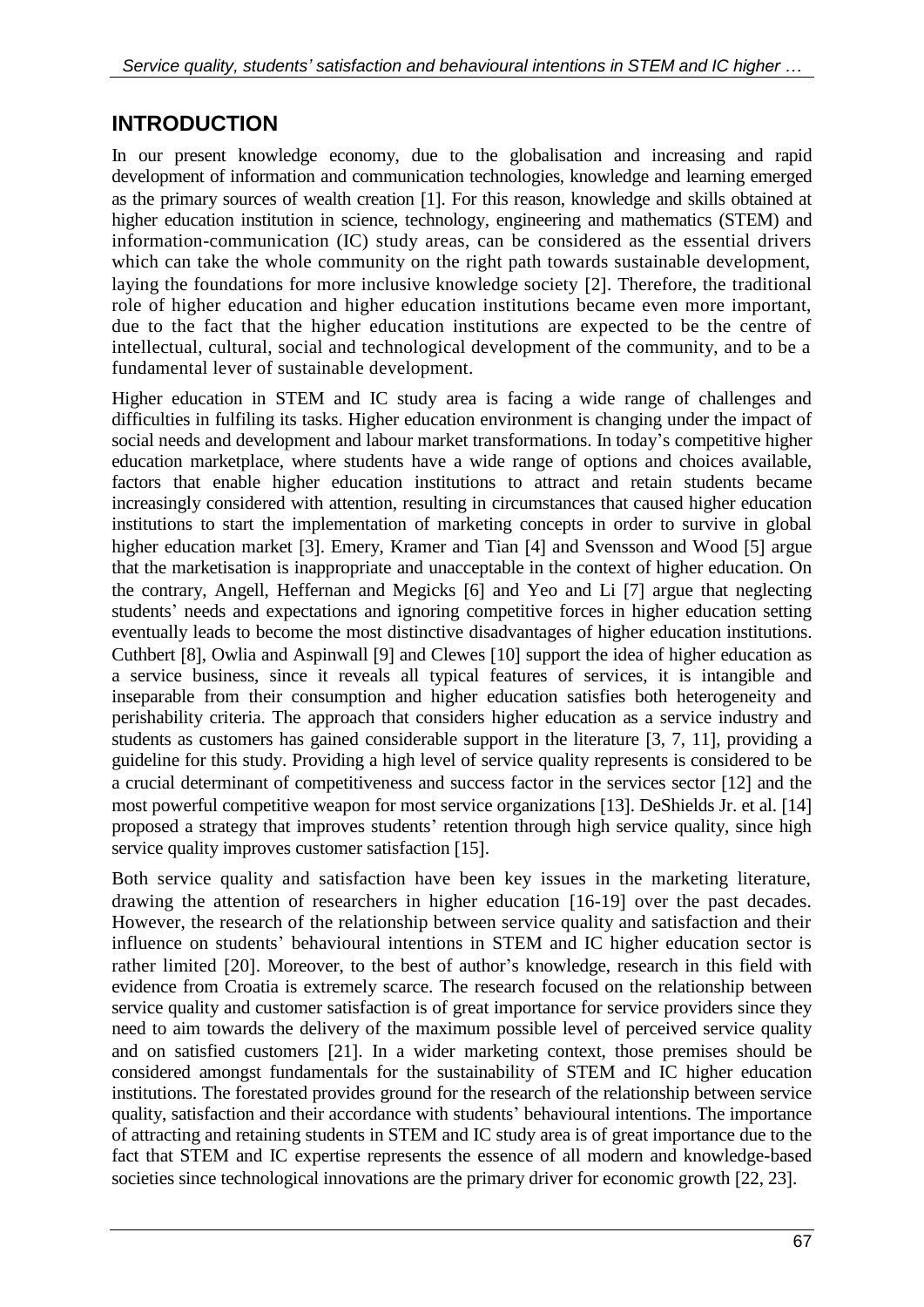## INTRODUCTION

In our present knowledge economy, due to the globalisation and increasing and rapid development of information and communication technologies, knowledge and learning emerged as the primary sources of wealth creation [1]. For this reason, knowledge and skills obtained at higher education institution in science, technology, engineering and mathematics (STEM) and information-communication (IC) study areas, can be considered as the essential drivers which can take the whole community on the right path towards sustainable development, laying the foundations for more inclusive knowledge society [2]. Therefore, the traditional role of higher education and higher education institutions became even more important, due to the fact that the higher education institutions are expected to be the centre of intellectual, cultural, social and technological development of the community, and to be a fundamental lever of sustainable development.

Higher education in STEM and IC study area is facing a wide range of challenges and difficulties in fulfiling its tasks. Higher education environment is changing under the impact of social needs and development and labour market transformations. In today's competitive higher education marketplace, where students have a wide range of options and choices available, factors that enable higher education institutions to attract and retain students became increasingly considered with attention, resulting in circumstances that caused higher education institutions to start the implementation of marketing concepts in order to survive in global higher education market [3]. Emery, Kramer and Tian [4] and Svensson and Wood [5] argue that the marketisation is inappropriate and unacceptable in the context of higher education. On the contrary, Angell, Heffernan and Megicks [6] and Yeo and Li [7] argue that neglecting students' needs and expectations and ignoring competitive forces in higher education setting eventually leads to become the most distinctive disadvantages of higher education institutions. Cuthbert [8], Owlia and Aspinwall [9] and Clewes [10] support the idea of higher education as a service business, since it reveals all typical features of services, it is intangible and inseparable from their consumption and higher education satisfies both heterogeneity and perishability criteria. The approach that considers higher education as a service industry and students as customers has gained considerable support in the literature [3, 7, 11], providing a guideline for this study. Providing a high level of service quality represents is considered to be a crucial determinant of competitiveness and success factor in the services sector [12] and the most powerful competitive weapon for most service organizations [13]. DeShields Jr. et al. [14] proposed a strategy that improves students' retention through high service quality, since high service quality improves customer satisfaction [15].

Both service quality and satisfaction have been key issues in the marketing literature, drawing the attention of researchers in higher education [16-19] over the past decades. However, the research of the relationship between service quality and satisfaction and their influence on students' behavioural intentions in STEM and IC higher education sector is rather limited [20]. Moreover, to the best of author's knowledge, research in this field with evidence from Croatia is extremely scarce. The research focused on the relationship between service quality and customer satisfaction is of great importance for service providers since they need to aim towards the delivery of the maximum possible level of perceived service quality and on satisfied customers [21]. In a wider marketing context, those premises should be considered amongst fundamentals for the sustainability of STEM and IC higher education institutions. The forestated provides ground for the research of the relationship between service quality, satisfaction and their accordance with students' behavioural intentions. The importance of attracting and retaining students in STEM and IC study area is of great importance due to the fact that STEM and IC expertise represents the essence of all modern and knowledge-based societies since technological innovations are the primary driver for economic growth [22, 23].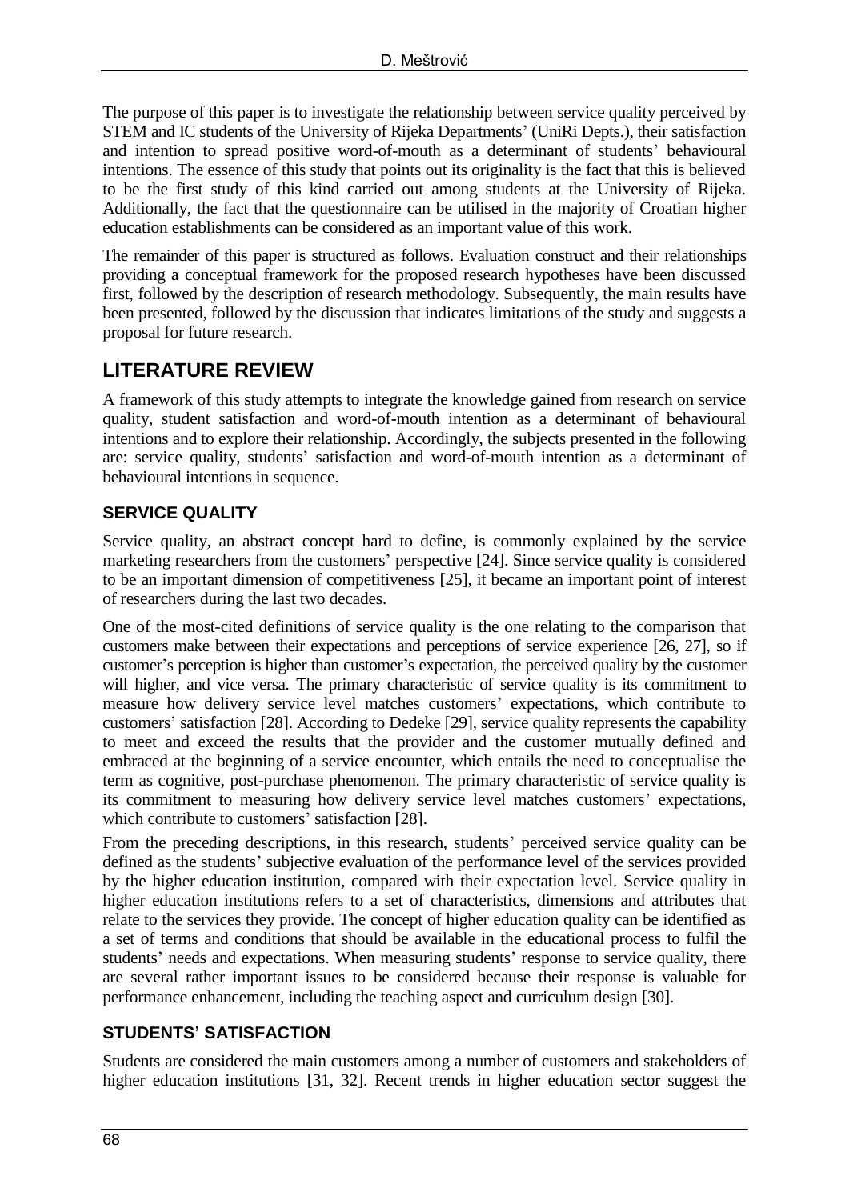The purpose of this paper is to investigate the relationship between service quality perceived by STEM and IC students of the University of Rijeka Departments' (UniRi Depts.), their satisfaction and intention to spread positive word-of-mouth as a determinant of students' behavioural intentions. The essence of this study that points out its originality is the fact that this is believed to be the first study of this kind carried out among students at the University of Rijeka. Additionally, the fact that the questionnaire can be utilised in the majority of Croatian higher education establishments can be considered as an important value of this work.

The remainder of this paper is structured as follows. Evaluation construct and their relationships providing a conceptual framework for the proposed research hypotheses have been discussed first, followed by the description of research methodology. Subsequently, the main results have been presented, followed by the discussion that indicates limitations of the study and suggests a proposal for future research.

## LITERATURE REVIEW

A framework of this study attempts to integrate the knowledge gained from research on service quality, student satisfaction and word-of-mouth intention as a determinant of behavioural intentions and to explore their relationship. Accordingly, the subjects presented in the following are: service quality, students' satisfaction and word-of-mouth intention as a determinant of behavioural intentions in sequence.

### SERVICE QUALITY

Service quality, an abstract concept hard to define, is commonly explained by the service marketing researchers from the customers' perspective [24]. Since service quality is considered to be an important dimension of competitiveness [25], it became an important point of interest of researchers during the last two decades.

One of the most-cited definitions of service quality is the one relating to the comparison that customers make between their expectations and perceptions of service experience [26, 27], so if customer's perception is higher than customer's expectation, the perceived quality by the customer will higher, and vice versa. The primary characteristic of service quality is its commitment to measure how delivery service level matches customers' expectations, which contribute to customers' satisfaction [28]. According to Dedeke [29], service quality represents the capability to meet and exceed the results that the provider and the customer mutually defined and embraced at the beginning of a service encounter, which entails the need to conceptualise the term as cognitive, post-purchase phenomenon. The primary characteristic of service quality is its commitment to measuring how delivery service level matches customers' expectations, which contribute to customers' satisfaction [28].

From the preceding descriptions, in this research, students' perceived service quality can be defined as the students' subjective evaluation of the performance level of the services provided by the higher education institution, compared with their expectation level. Service quality in higher education institutions refers to a set of characteristics, dimensions and attributes that relate to the services they provide. The concept of higher education quality can be identified as a set of terms and conditions that should be available in the educational process to fulfil the students' needs and expectations. When measuring students' response to service quality, there are several rather important issues to be considered because their response is valuable for performance enhancement, including the teaching aspect and curriculum design [30].

### STUDENTS' SATISFACTION

Students are considered the main customers among a number of customers and stakeholders of higher education institutions [31, 32]. Recent trends in higher education sector suggest the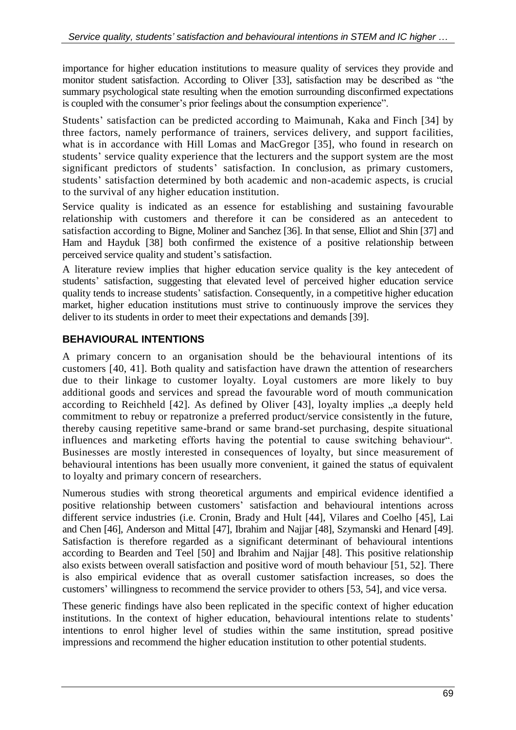importance for higher education institutions to measure quality of services they provide and monitor student satisfaction. According to Oliver [33], satisfaction may be described as "the summary psychological state resulting when the emotion surrounding disconfirmed expectations is coupled with the consumer's prior feelings about the consumption experience".

Students' satisfaction can be predicted according to Maimunah, Kaka and Finch [34] by three factors, namely performance of trainers, services delivery, and support facilities, what is in accordance with Hill Lomas and MacGregor [35], who found in research on students' service quality experience that the lecturers and the support system are the most significant predictors of students' satisfaction. In conclusion, as primary customers, students' satisfaction determined by both academic and non-academic aspects, is crucial to the survival of any higher education institution.

Service quality is indicated as an essence for establishing and sustaining favourable relationship with customers and therefore it can be considered as an antecedent to satisfaction according to Bigne, Moliner and Sanchez [36]. In that sense, Elliot and Shin [37] and Ham and Hayduk [38] both confirmed the existence of a positive relationship between perceived service quality and student's satisfaction.

A literature review implies that higher education service quality is the key antecedent of students' satisfaction, suggesting that elevated level of perceived higher education service quality tends to increase students' satisfaction. Consequently, in a competitive higher education market, higher education institutions must strive to continuously improve the services they deliver to its students in order to meet their expectations and demands [39].

## BEHAVIOURAL INTENTIONS

A primary concern to an organisation should be the behavioural intentions of its customers [40, 41]. Both quality and satisfaction have drawn the attention of researchers due to their linkage to customer loyalty. Loyal customers are more likely to buy additional goods and services and spread the favourable word of mouth communication according to Reichheld [42]. As defined by Oliver [43], loyalty implies „a deeply held commitment to rebuy or repatronize a preferred product/service consistently in the future, thereby causing repetitive same-brand or same brand-set purchasing, despite situational influences and marketing efforts having the potential to cause switching behaviour". Businesses are mostly interested in consequences of loyalty, but since measurement of behavioural intentions has been usually more convenient, it gained the status of equivalent to loyalty and primary concern of researchers.

Numerous studies with strong theoretical arguments and empirical evidence identified a positive relationship between customers' satisfaction and behavioural intentions across different service industries (i.e. Cronin, Brady and Hult [44], Vilares and Coelho [45], Lai and Chen [46], Anderson and Mittal [47], Ibrahim and Najjar [48], Szymanski and Henard [49]. Satisfaction is therefore regarded as a significant determinant of behavioural intentions according to Bearden and Teel [50] and Ibrahim and Najjar [48]. This positive relationship also exists between overall satisfaction and positive word of mouth behaviour [51, 52]. There is also empirical evidence that as overall customer satisfaction increases, so does the customers' willingness to recommend the service provider to others [53, 54], and vice versa.

These generic findings have also been replicated in the specific context of higher education institutions. In the context of higher education, behavioural intentions relate to students' intentions to enrol higher level of studies within the same institution, spread positive impressions and recommend the higher education institution to other potential students.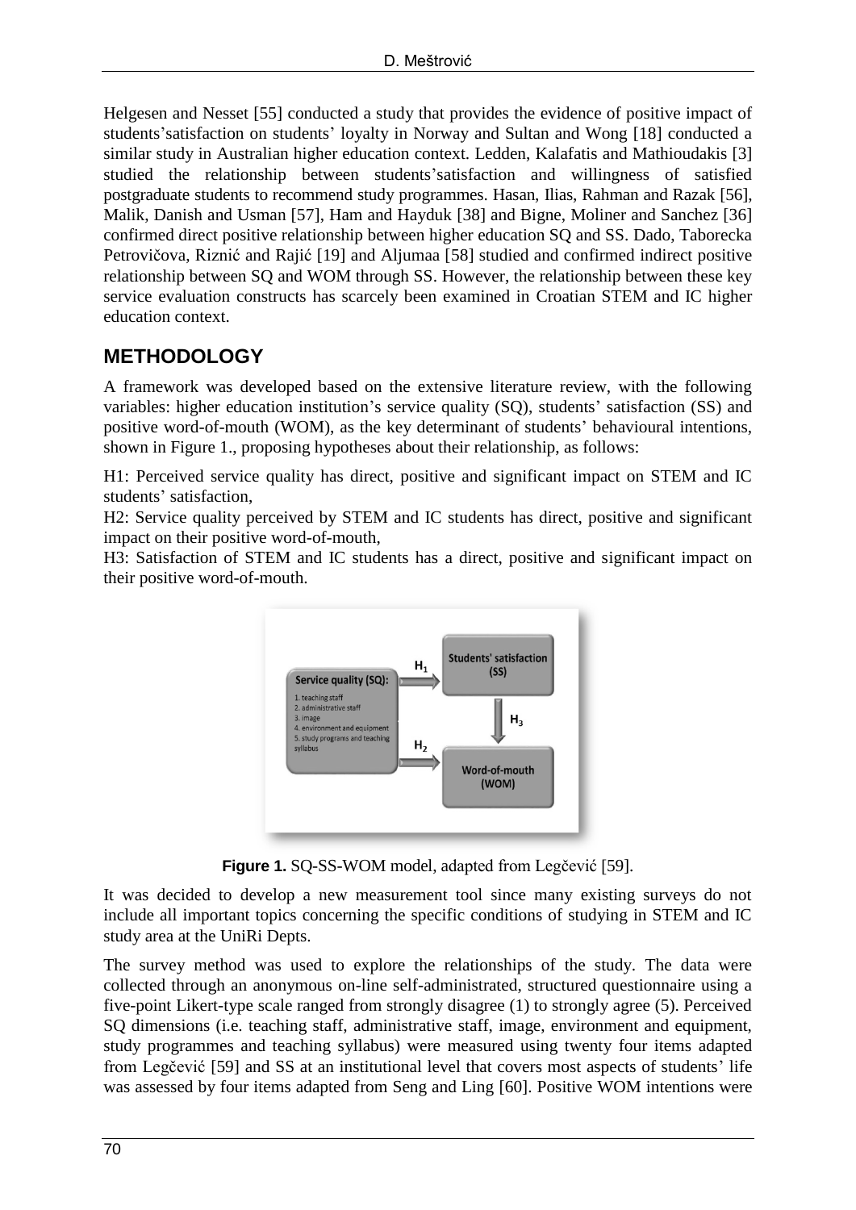Helgesen and Nesset [55] conducted a study that provides the evidence of positive impact of students'satisfaction on students' loyalty in Norway and Sultan and Wong [18] conducted a similar study in Australian higher education context. Ledden, Kalafatis and Mathioudakis [3] studied the relationship between students'satisfaction and willingness of satisfied postgraduate students to recommend study programmes. Hasan, Ilias, Rahman and Razak [56], Malik, Danish and Usman [57], Ham and Hayduk [38] and Bigne, Moliner and Sanchez [36] confirmed direct positive relationship between higher education SQ and SS. Dado, Taborecka Petrovičova, Riznić and Rajić [19] and Aljumaa [58] studied and confirmed indirect positive relationship between SQ and WOM through SS. However, the relationship between these key service evaluation constructs has scarcely been examined in Croatian STEM and IC higher education context.

## METHODOLOGY

A framework was developed based on the extensive literature review, with the following variables: higher education institution's service quality (SQ), students' satisfaction (SS) and positive word-of-mouth (WOM), as the key determinant of students' behavioural intentions, shown in Figure 1., proposing hypotheses about their relationship, as follows:

H1: Perceived service quality has direct, positive and significant impact on STEM and IC students' satisfaction,  
H2: Service quality perceived by STEM and IC students has direct, positive and significant impact on their positive word-of-mouth,  
H3: Satisfaction of STEM and IC students has a direct, positive and significant impact on their positive word-of-mouth.

**Figure 1.** SQ-SS-WOM model, adapted from Legčević [59].

It was decided to develop a new measurement tool since many existing surveys do not include all important topics concerning the specific conditions of studying in STEM and IC study area at the UniRi Depts.

The survey method was used to explore the relationships of the study. The data were collected through an anonymous on-line self-administrated, structured questionnaire using a five-point Likert-type scale ranged from strongly disagree (1) to strongly agree (5). Perceived SQ dimensions (i.e. teaching staff, administrative staff, image, environment and equipment, study programmes and teaching syllabus) were measured using twenty four items adapted from Legčević [59] and SS at an institutional level that covers most aspects of students' life was assessed by four items adapted from Seng and Ling [60]. Positive WOM intentions were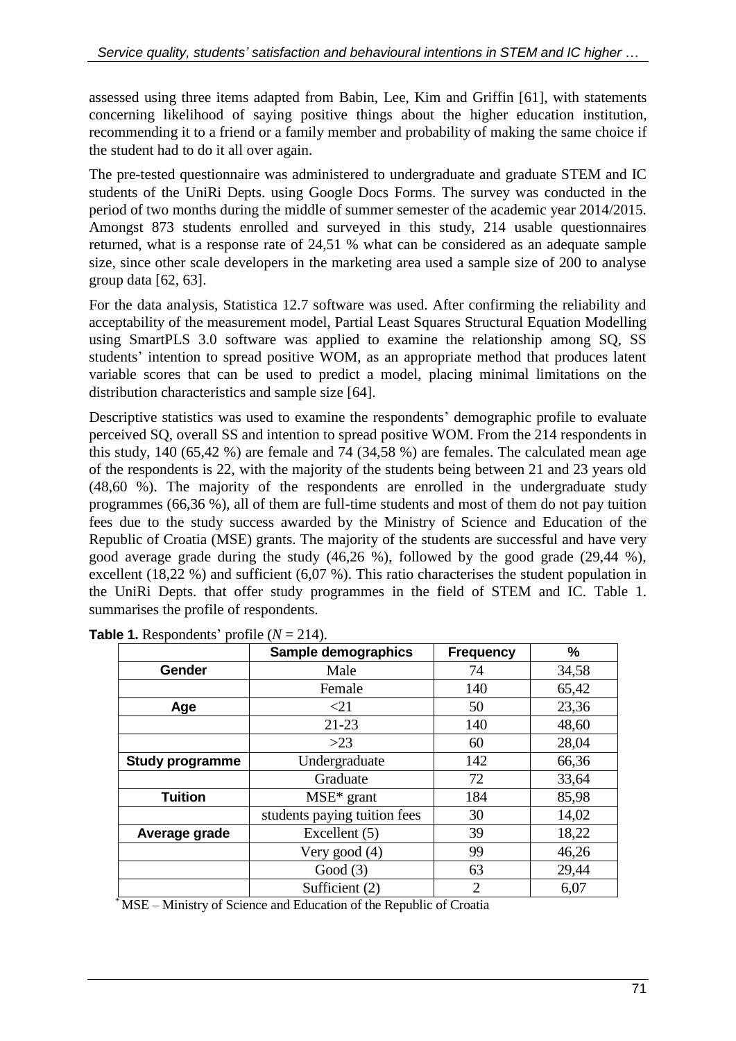assessed using three items adapted from Babin, Lee, Kim and Griffin [61], with statements concerning likelihood of saying positive things about the higher education institution, recommending it to a friend or a family member and probability of making the same choice if the student had to do it all over again.

The pre-tested questionnaire was administered to undergraduate and graduate STEM and IC students of the UniRi Depts. using Google Docs Forms. The survey was conducted in the period of two months during the middle of summer semester of the academic year 2014/2015. Amongst 873 students enrolled and surveyed in this study, 214 usable questionnaires returned, what is a response rate of 24,51 % what can be considered as an adequate sample size, since other scale developers in the marketing area used a sample size of 200 to analyse group data [62, 63].

For the data analysis, Statistica 12.7 software was used. After confirming the reliability and acceptability of the measurement model, Partial Least Squares Structural Equation Modelling using SmartPLS 3.0 software was applied to examine the relationship among SQ, SS students' intention to spread positive WOM, as an appropriate method that produces latent variable scores that can be used to predict a model, placing minimal limitations on the distribution characteristics and sample size [64].

Descriptive statistics was used to examine the respondents' demographic profile to evaluate perceived SQ, overall SS and intention to spread positive WOM. From the 214 respondents in this study, 140 (65,42 %) are female and 74 (34,58 %) are females. The calculated mean age of the respondents is 22, with the majority of the students being between 21 and 23 years old (48,60 %). The majority of the respondents are enrolled in the undergraduate study programmes (66,36 %), all of them are full-time students and most of them do not pay tuition fees due to the study success awarded by the Ministry of Science and Education of the Republic of Croatia (MSE) grants. The majority of the students are successful and have very good average grade during the study (46,26 %), followed by the good grade (29,44 %), excellent (18,22 %) and sufficient (6,07 %). This ratio characterises the student population in the UniRi Depts. that offer study programmes in the field of STEM and IC. Table 1. summarises the profile of respondents.

**Table 1.** Respondents' profile ($N = 214$).

| | Sample demographics | Frequency | % |
|---|---|---|---|
| **Gender** | Male | 74 | 34,58 |
| | Female | 140 | 65,42 |
| **Age** | <21 | 50 | 23,36 |
| | 21-23 | 140 | 48,60 |
| | >23 | 60 | 28,04 |
| **Study programme** | Undergraduate | 142 | 66,36 |
| | Graduate | 72 | 33,64 |
| **Tuition** | MSE* grant | 184 | 85,98 |
| | students paying tuition fees | 30 | 14,02 |
| **Average grade** | Excellent (5) | 39 | 18,22 |
| | Very good (4) | 99 | 46,26 |
| | Good (3) | 63 | 29,44 |
| | Sufficient (2) | 2 | 6,07 |

*MSE – Ministry of Science and Education of the Republic of Croatia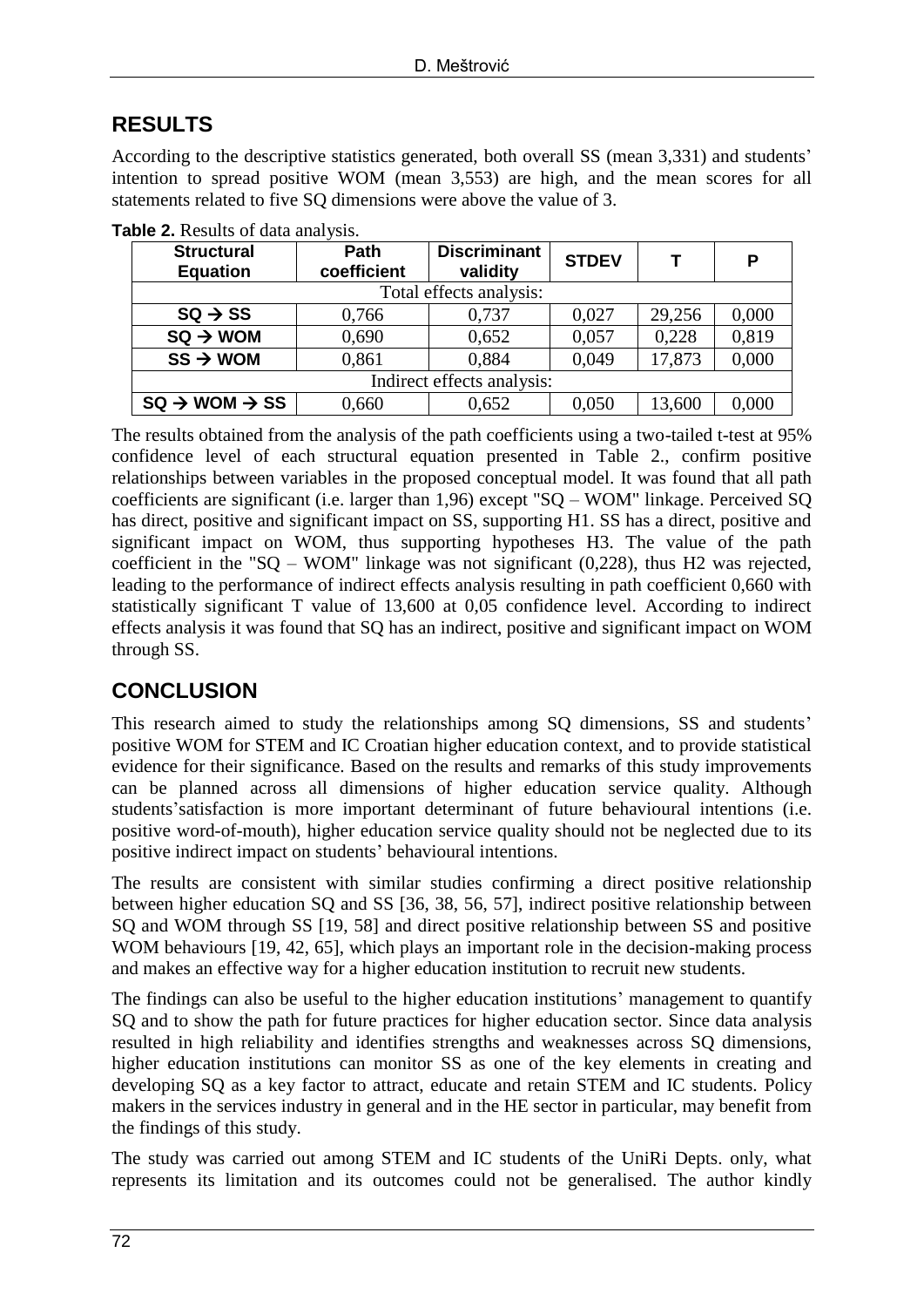## RESULTS

According to the descriptive statistics generated, both overall SS (mean 3,331) and students' intention to spread positive WOM (mean 3,553) are high, and the mean scores for all statements related to five SQ dimensions were above the value of 3.

**Table 2.** Results of data analysis.

| Structural Equation | Path coefficient | Discriminant validity | STDEV | T | P |
|---|---|---|---|---|---|
| Total effects analysis: | | | | | |
| SQ → SS | 0,766 | 0,737 | 0,027 | 29,256 | 0,000 |
| SQ → WOM | 0,690 | 0,652 | 0,057 | 0,228 | 0,819 |
| SS → WOM | 0,861 | 0,884 | 0,049 | 17,873 | 0,000 |
| Indirect effects analysis: | | | | | |
| SQ → WOM → SS | 0,660 | 0,652 | 0,050 | 13,600 | 0,000 |

The results obtained from the analysis of the path coefficients using a two-tailed t-test at 95% confidence level of each structural equation presented in Table 2., confirm positive relationships between variables in the proposed conceptual model. It was found that all path coefficients are significant (i.e. larger than 1,96) except "SQ – WOM" linkage. Perceived SQ has direct, positive and significant impact on SS, supporting H1. SS has a direct, positive and significant impact on WOM, thus supporting hypotheses H3. The value of the path coefficient in the "SQ – WOM" linkage was not significant (0,228), thus H2 was rejected, leading to the performance of indirect effects analysis resulting in path coefficient 0,660 with statistically significant T value of 13,600 at 0,05 confidence level. According to indirect effects analysis it was found that SQ has an indirect, positive and significant impact on WOM through SS.

## CONCLUSION

This research aimed to study the relationships among SQ dimensions, SS and students' positive WOM for STEM and IC Croatian higher education context, and to provide statistical evidence for their significance. Based on the results and remarks of this study improvements can be planned across all dimensions of higher education service quality. Although students'satisfaction is more important determinant of future behavioural intentions (i.e. positive word-of-mouth), higher education service quality should not be neglected due to its positive indirect impact on students' behavioural intentions.

The results are consistent with similar studies confirming a direct positive relationship between higher education SQ and SS [36, 38, 56, 57], indirect positive relationship between SQ and WOM through SS [19, 58] and direct positive relationship between SS and positive WOM behaviours [19, 42, 65], which plays an important role in the decision-making process and makes an effective way for a higher education institution to recruit new students.

The findings can also be useful to the higher education institutions' management to quantify SQ and to show the path for future practices for higher education sector. Since data analysis resulted in high reliability and identifies strengths and weaknesses across SQ dimensions, higher education institutions can monitor SS as one of the key elements in creating and developing SQ as a key factor to attract, educate and retain STEM and IC students. Policy makers in the services industry in general and in the HE sector in particular, may benefit from the findings of this study.

The study was carried out among STEM and IC students of the UniRi Depts. only, what represents its limitation and its outcomes could not be generalised. The author kindly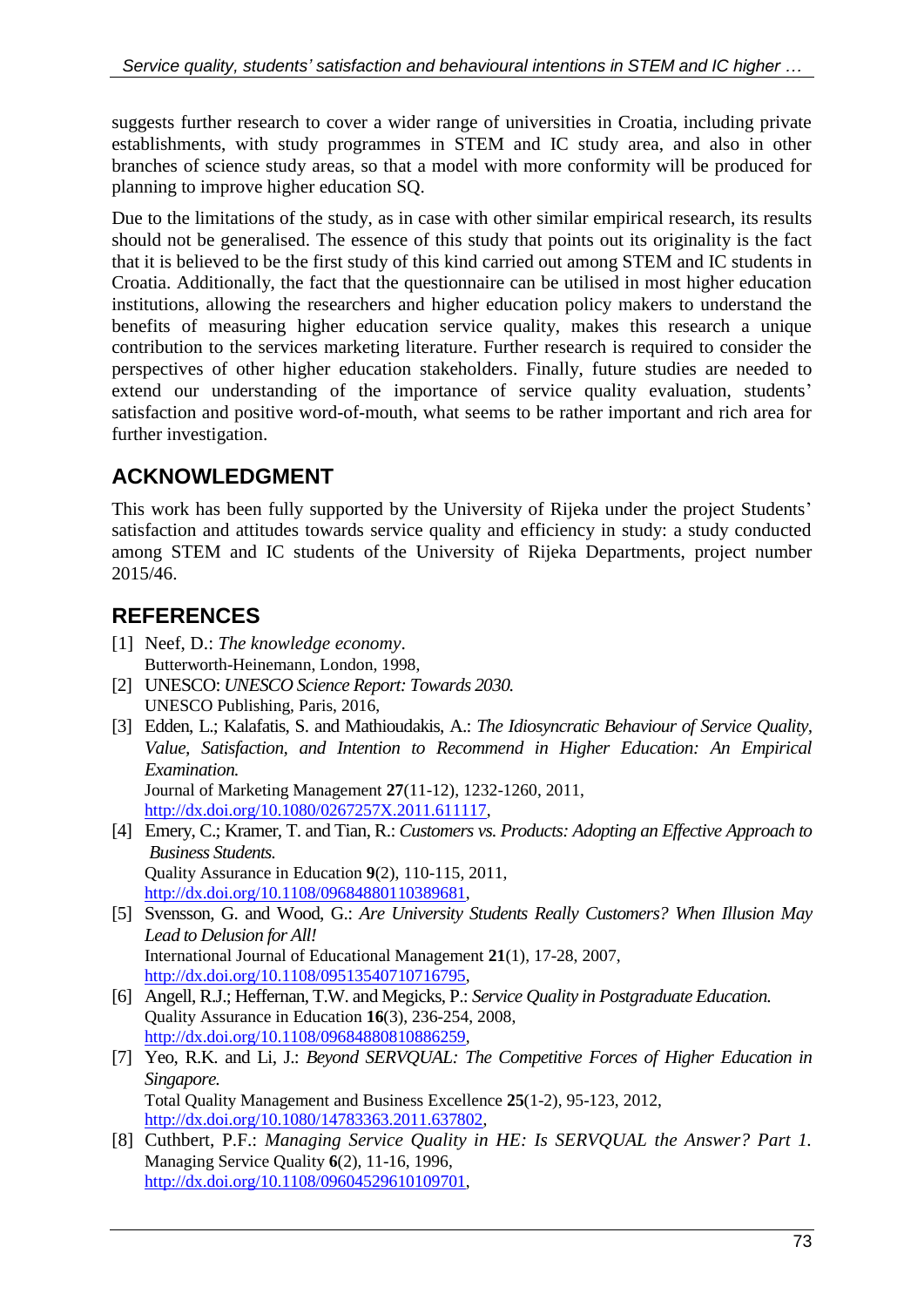suggests further research to cover a wider range of universities in Croatia, including private establishments, with study programmes in STEM and IC study area, and also in other branches of science study areas, so that a model with more conformity will be produced for planning to improve higher education SQ.

Due to the limitations of the study, as in case with other similar empirical research, its results should not be generalised. The essence of this study that points out its originality is the fact that it is believed to be the first study of this kind carried out among STEM and IC students in Croatia. Additionally, the fact that the questionnaire can be utilised in most higher education institutions, allowing the researchers and higher education policy makers to understand the benefits of measuring higher education service quality, makes this research a unique contribution to the services marketing literature. Further research is required to consider the perspectives of other higher education stakeholders. Finally, future studies are needed to extend our understanding of the importance of service quality evaluation, students' satisfaction and positive word-of-mouth, what seems to be rather important and rich area for further investigation.

## ACKNOWLEDGMENT

This work has been fully supported by the University of Rijeka under the project Students' satisfaction and attitudes towards service quality and efficiency in study: a study conducted among STEM and IC students of the University of Rijeka Departments, project number 2015/46.

## REFERENCES

[1] Neef, D.: *The knowledge economy*.
Butterworth-Heinemann, London, 1998,

[2] UNESCO: *UNESCO Science Report: Towards 2030.*
UNESCO Publishing, Paris, 2016,

[3] Edden, L.; Kalafatis, S. and Mathioudakis, A.: *The Idiosyncratic Behaviour of Service Quality, Value, Satisfaction, and Intention to Recommend in Higher Education: An Empirical Examination.*
Journal of Marketing Management **27**(11-12), 1232-1260, 2011,
http://dx.doi.org/10.1080/0267257X.2011.611117,

[4] Emery, C.; Kramer, T. and Tian, R.: *Customers vs. Products: Adopting an Effective Approach to Business Students.*
Quality Assurance in Education **9**(2), 110-115, 2011,
http://dx.doi.org/10.1108/09684880110389681,

[5] Svensson, G. and Wood, G.: *Are University Students Really Customers? When Illusion May Lead to Delusion for All!*
International Journal of Educational Management **21**(1), 17-28, 2007,
http://dx.doi.org/10.1108/09513540710716795,

[6] Angell, R.J.; Heffernan, T.W. and Megicks, P.: *Service Quality in Postgraduate Education.*
Quality Assurance in Education **16**(3), 236-254, 2008,
http://dx.doi.org/10.1108/09684880810886259,

[7] Yeo, R.K. and Li, J.: *Beyond SERVQUAL: The Competitive Forces of Higher Education in Singapore.*
Total Quality Management and Business Excellence **25**(1-2), 95-123, 2012,
http://dx.doi.org/10.1080/14783363.2011.637802,

[8] Cuthbert, P.F.: *Managing Service Quality in HE: Is SERVQUAL the Answer? Part 1.*
Managing Service Quality **6**(2), 11-16, 1996,
http://dx.doi.org/10.1108/09604529610109701,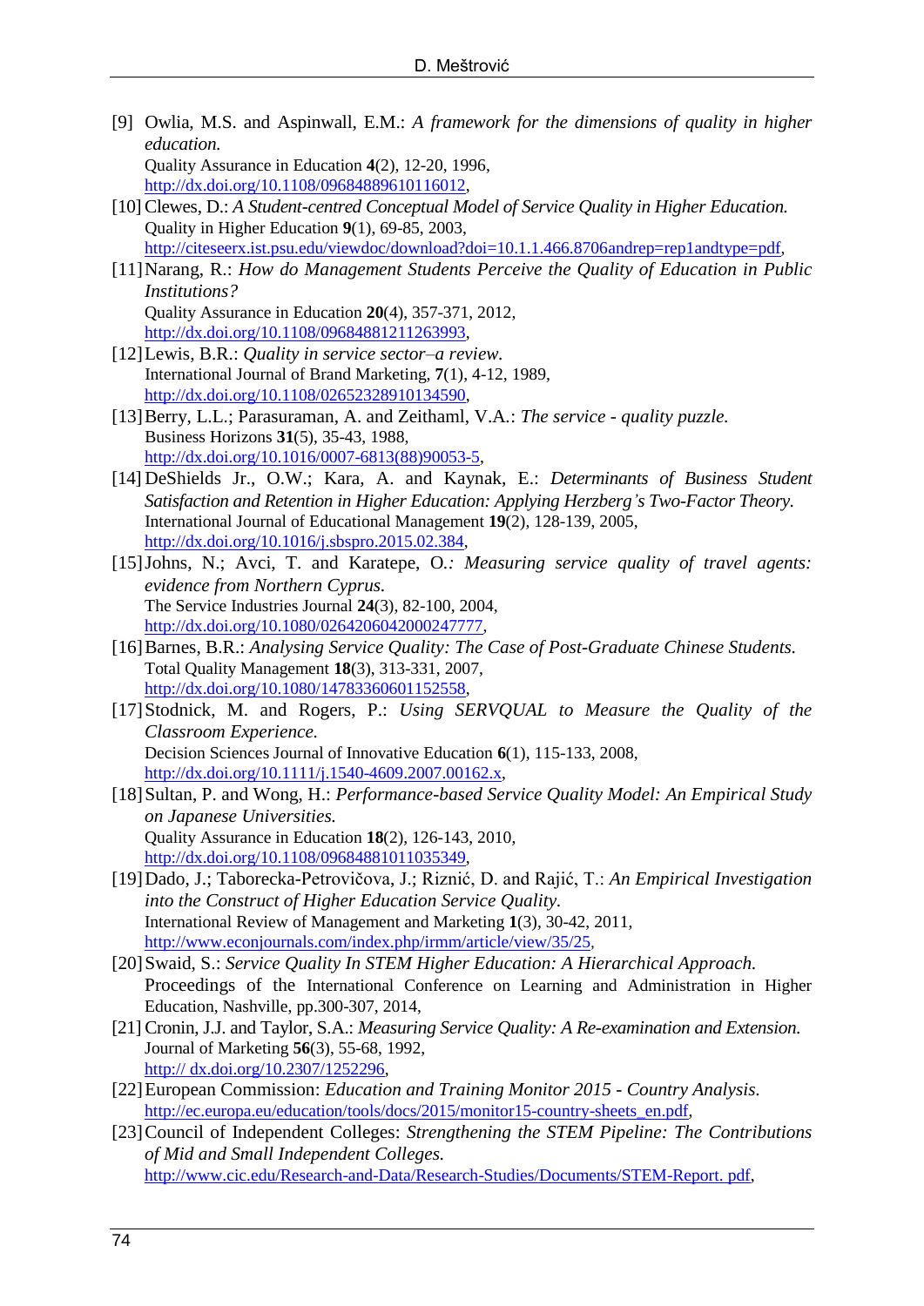[9] Owlia, M.S. and Aspinwall, E.M.: *A framework for the dimensions of quality in higher education.*
Quality Assurance in Education **4**(2), 12-20, 1996,
http://dx.doi.org/10.1108/09684889610116012,

[10] Clewes, D.: *A Student-centred Conceptual Model of Service Quality in Higher Education.*
Quality in Higher Education **9**(1), 69-85, 2003,
http://citeseerx.ist.psu.edu/viewdoc/download?doi=10.1.1.466.8706andrep=rep1andtype=pdf,

[11] Narang, R.: *How do Management Students Perceive the Quality of Education in Public Institutions?*
Quality Assurance in Education **20**(4), 357-371, 2012,
http://dx.doi.org/10.1108/09684881211263993,

[12] Lewis, B.R.: *Quality in service sector–a review.*
International Journal of Brand Marketing, **7**(1), 4-12, 1989,
http://dx.doi.org/10.1108/02652328910134590,

[13] Berry, L.L.; Parasuraman, A. and Zeithaml, V.A.: *The service - quality puzzle.*
Business Horizons **31**(5), 35-43, 1988,
http://dx.doi.org/10.1016/0007-6813(88)90053-5,

[14] DeShields Jr., O.W.; Kara, A. and Kaynak, E.: *Determinants of Business Student Satisfaction and Retention in Higher Education: Applying Herzberg's Two-Factor Theory.*
International Journal of Educational Management **19**(2), 128-139, 2005,
http://dx.doi.org/10.1016/j.sbspro.2015.02.384,

[15] Johns, N.; Avci, T. and Karatepe, O.: *Measuring service quality of travel agents: evidence from Northern Cyprus.*
The Service Industries Journal **24**(3), 82-100, 2004,
http://dx.doi.org/10.1080/0264206042000247777,

[16] Barnes, B.R.: *Analysing Service Quality: The Case of Post-Graduate Chinese Students.*
Total Quality Management **18**(3), 313-331, 2007,
http://dx.doi.org/10.1080/14783360601152558,

[17] Stodnick, M. and Rogers, P.: *Using SERVQUAL to Measure the Quality of the Classroom Experience.*
Decision Sciences Journal of Innovative Education **6**(1), 115-133, 2008,
http://dx.doi.org/10.1111/j.1540-4609.2007.00162.x,

[18] Sultan, P. and Wong, H.: *Performance-based Service Quality Model: An Empirical Study on Japanese Universities.*
Quality Assurance in Education **18**(2), 126-143, 2010,
http://dx.doi.org/10.1108/09684881011035349,

[19] Dado, J.; Taborecka-Petrovičova, J.; Riznić, D. and Rajić, T.: *An Empirical Investigation into the Construct of Higher Education Service Quality.*
International Review of Management and Marketing **1**(3), 30-42, 2011,
http://www.econjournals.com/index.php/irmm/article/view/35/25,

[20] Swaid, S.: *Service Quality In STEM Higher Education: A Hierarchical Approach.*
Proceedings of the International Conference on Learning and Administration in Higher Education, Nashville, pp.300-307, 2014,

[21] Cronin, J.J. and Taylor, S.A.: *Measuring Service Quality: A Re-examination and Extension.*
Journal of Marketing **56**(3), 55-68, 1992,
http:// dx.doi.org/10.2307/1252296,

[22] European Commission: *Education and Training Monitor 2015 - Country Analysis.*
http://ec.europa.eu/education/tools/docs/2015/monitor15-country-sheets_en.pdf,

[23] Council of Independent Colleges: *Strengthening the STEM Pipeline: The Contributions of Mid and Small Independent Colleges.*
http://www.cic.edu/Research-and-Data/Research-Studies/Documents/STEM-Report. pdf,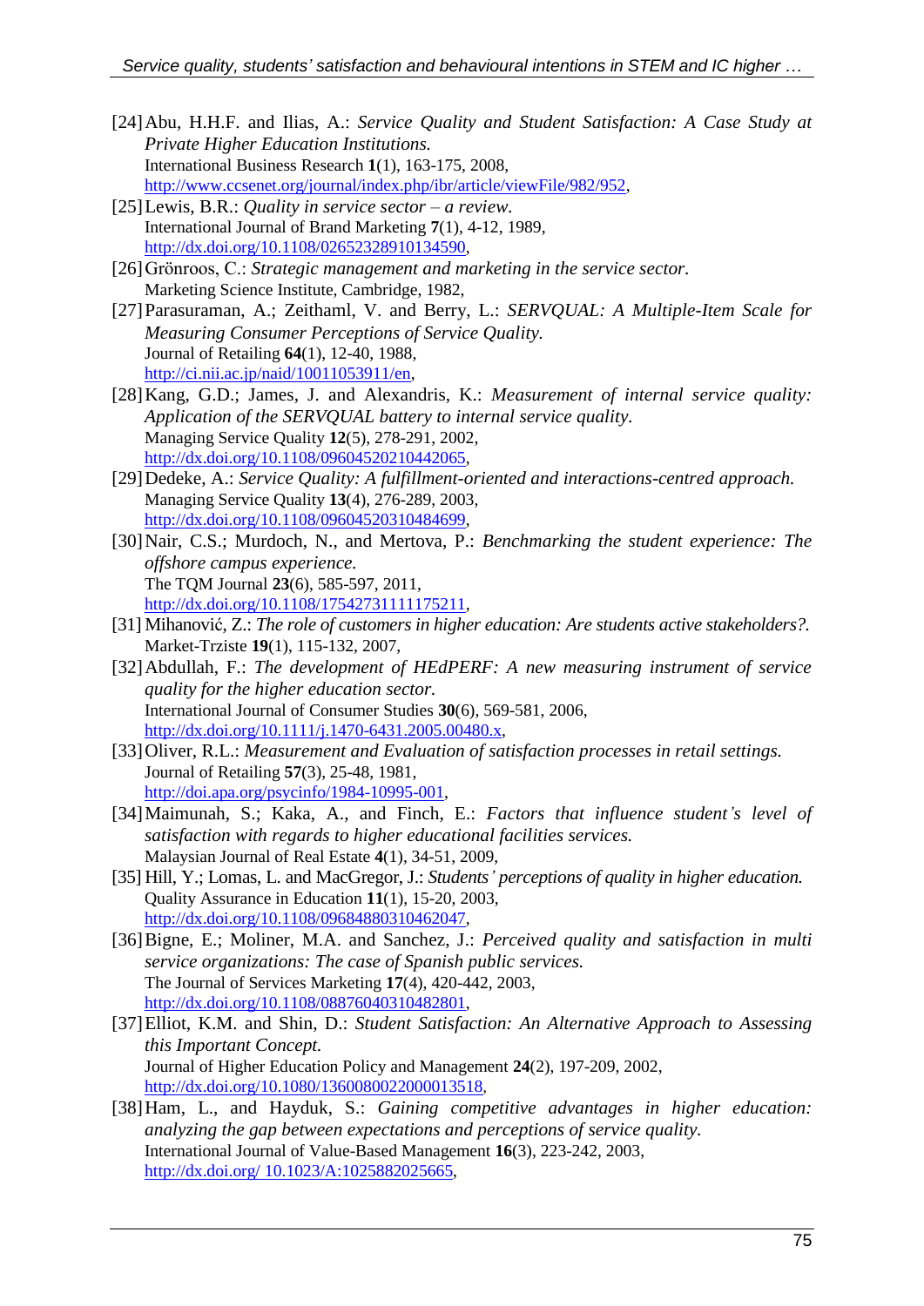[24] Abu, H.H.F. and Ilias, A.: *Service Quality and Student Satisfaction: A Case Study at Private Higher Education Institutions.* International Business Research **1**(1), 163-175, 2008, http://www.ccsenet.org/journal/index.php/ibr/article/viewFile/982/952,

[25] Lewis, B.R.: *Quality in service sector – a review.* International Journal of Brand Marketing **7**(1), 4-12, 1989, http://dx.doi.org/10.1108/02652328910134590,

[26] Grönroos, C.: *Strategic management and marketing in the service sector.* Marketing Science Institute, Cambridge, 1982,

[27] Parasuraman, A.; Zeithaml, V. and Berry, L.: *SERVQUAL: A Multiple-Item Scale for Measuring Consumer Perceptions of Service Quality.* Journal of Retailing **64**(1), 12-40, 1988, http://ci.nii.ac.jp/naid/10011053911/en,

[28] Kang, G.D.; James, J. and Alexandris, K.: *Measurement of internal service quality: Application of the SERVQUAL battery to internal service quality.* Managing Service Quality **12**(5), 278-291, 2002, http://dx.doi.org/10.1108/09604520210442065,

[29] Dedeke, A.: *Service Quality: A fulfillment-oriented and interactions-centred approach.* Managing Service Quality **13**(4), 276-289, 2003, http://dx.doi.org/10.1108/09604520310484699,

[30] Nair, C.S.; Murdoch, N., and Mertova, P.: *Benchmarking the student experience: The offshore campus experience.* The TQM Journal **23**(6), 585-597, 2011, http://dx.doi.org/10.1108/17542731111175211,

[31] Mihanović, Z.: *The role of customers in higher education: Are students active stakeholders?.* Market-Trziste **19**(1), 115-132, 2007,

[32] Abdullah, F.: *The development of HEdPERF: A new measuring instrument of service quality for the higher education sector.* International Journal of Consumer Studies **30**(6), 569-581, 2006, http://dx.doi.org/10.1111/j.1470-6431.2005.00480.x,

[33] Oliver, R.L.: *Measurement and Evaluation of satisfaction processes in retail settings.* Journal of Retailing **57**(3), 25-48, 1981, http://doi.apa.org/psycinfo/1984-10995-001,

[34] Maimunah, S.; Kaka, A., and Finch, E.: *Factors that influence student's level of satisfaction with regards to higher educational facilities services.* Malaysian Journal of Real Estate **4**(1), 34-51, 2009,

[35] Hill, Y.; Lomas, L. and MacGregor, J.: *Students' perceptions of quality in higher education.* Quality Assurance in Education **11**(1), 15-20, 2003, http://dx.doi.org/10.1108/09684880310462047,

[36] Bigne, E.; Moliner, M.A. and Sanchez, J.: *Perceived quality and satisfaction in multi service organizations: The case of Spanish public services.* The Journal of Services Marketing **17**(4), 420-442, 2003, http://dx.doi.org/10.1108/08876040310482801,

[37] Elliot, K.M. and Shin, D.: *Student Satisfaction: An Alternative Approach to Assessing this Important Concept.* Journal of Higher Education Policy and Management **24**(2), 197-209, 2002, http://dx.doi.org/10.1080/1360080022000013518,

[38] Ham, L., and Hayduk, S.: *Gaining competitive advantages in higher education: analyzing the gap between expectations and perceptions of service quality.* International Journal of Value-Based Management **16**(3), 223-242, 2003, http://dx.doi.org/ 10.1023/A:1025882025665,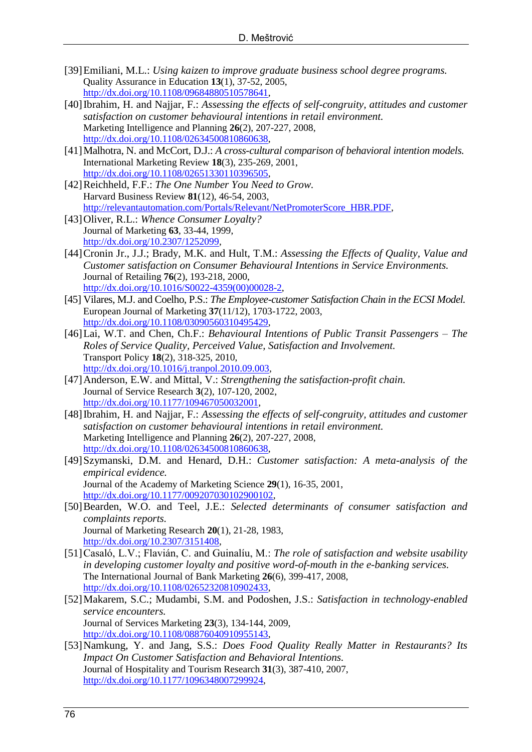[39] Emiliani, M.L.: *Using kaizen to improve graduate business school degree programs.* Quality Assurance in Education **13**(1), 37-52, 2005, http://dx.doi.org/10.1108/09684880510578641,

[40] Ibrahim, H. and Najjar, F.: *Assessing the effects of self-congruity, attitudes and customer satisfaction on customer behavioural intentions in retail environment.* Marketing Intelligence and Planning **26**(2), 207-227, 2008, http://dx.doi.org/10.1108/02634500810860638,

[41] Malhotra, N. and McCort, D.J.: *A cross-cultural comparison of behavioral intention models.* International Marketing Review **18**(3), 235-269, 2001, http://dx.doi.org/10.1108/02651330110396505,

[42] Reichheld, F.F.: *The One Number You Need to Grow.* Harvard Business Review **81**(12), 46-54, 2003, http://relevantautomation.com/Portals/Relevant/NetPromoterScore_HBR.PDF,

[43] Oliver, R.L.: *Whence Consumer Loyalty?* Journal of Marketing **63**, 33-44, 1999, http://dx.doi.org/10.2307/1252099,

[44] Cronin Jr., J.J.; Brady, M.K. and Hult, T.M.: *Assessing the Effects of Quality, Value and Customer satisfaction on Consumer Behavioural Intentions in Service Environments.* Journal of Retailing **76**(2), 193-218, 2000, http://dx.doi.org/10.1016/S0022-4359(00)00028-2,

[45] Vilares, M.J. and Coelho, P.S.: *The Employee-customer Satisfaction Chain in the ECSI Model.* European Journal of Marketing **37**(11/12), 1703-1722, 2003, http://dx.doi.org/10.1108/03090560310495429,

[46] Lai, W.T. and Chen, Ch.F.: *Behavioural Intentions of Public Transit Passengers – The Roles of Service Quality, Perceived Value, Satisfaction and Involvement.* Transport Policy **18**(2), 318-325, 2010, http://dx.doi.org/10.1016/j.tranpol.2010.09.003,

[47] Anderson, E.W. and Mittal, V.: *Strengthening the satisfaction-profit chain.* Journal of Service Research **3**(2), 107-120, 2002, http://dx.doi.org/10.1177/109467050032001,

[48] Ibrahim, H. and Najjar, F.: *Assessing the effects of self-congruity, attitudes and customer satisfaction on customer behavioural intentions in retail environment.* Marketing Intelligence and Planning **26**(2), 207-227, 2008, http://dx.doi.org/10.1108/02634500810860638,

[49] Szymanski, D.M. and Henard, D.H.: *Customer satisfaction: A meta-analysis of the empirical evidence.* Journal of the Academy of Marketing Science **29**(1), 16-35, 2001, http://dx.doi.org/10.1177/009207030102900102,

[50] Bearden, W.O. and Teel, J.E.: *Selected determinants of consumer satisfaction and complaints reports.* Journal of Marketing Research **20**(1), 21-28, 1983, http://dx.doi.org/10.2307/3151408,

[51] Casaló, L.V.; Flavián, C. and Guinalíu, M.: *The role of satisfaction and website usability in developing customer loyalty and positive word-of-mouth in the e-banking services.* The International Journal of Bank Marketing **26**(6), 399-417, 2008, http://dx.doi.org/10.1108/02652320810902433,

[52] Makarem, S.C.; Mudambi, S.M. and Podoshen, J.S.: *Satisfaction in technology-enabled service encounters.* Journal of Services Marketing **23**(3), 134-144, 2009, http://dx.doi.org/10.1108/08876040910955143,

[53] Namkung, Y. and Jang, S.S.: *Does Food Quality Really Matter in Restaurants? Its Impact On Customer Satisfaction and Behavioral Intentions.* Journal of Hospitality and Tourism Research **31**(3), 387-410, 2007, http://dx.doi.org/10.1177/1096348007299924,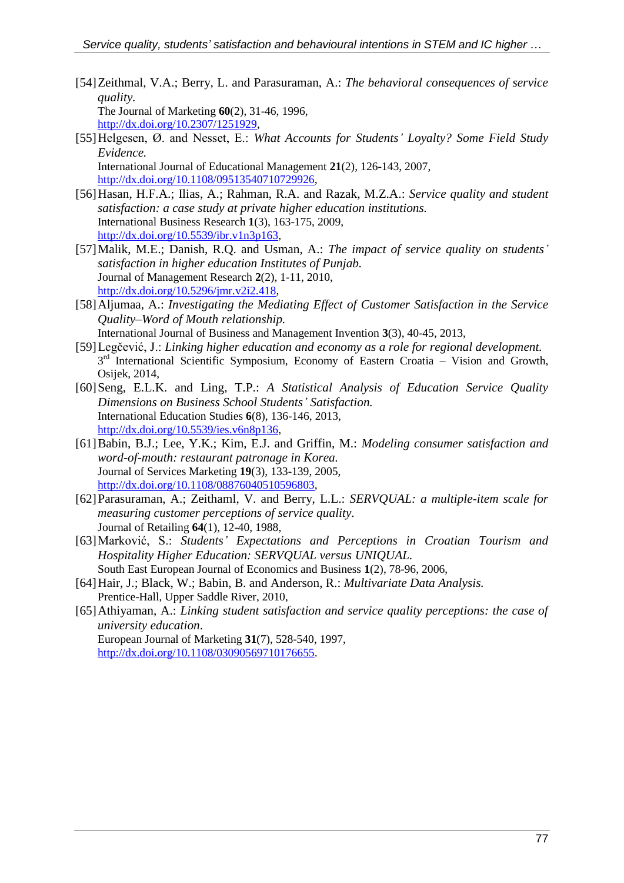[54] Zeithmal, V.A.; Berry, L. and Parasuraman, A.: *The behavioral consequences of service quality*.
The Journal of Marketing **60**(2), 31-46, 1996,
http://dx.doi.org/10.2307/1251929,

[55] Helgesen, Ø. and Nesset, E.: *What Accounts for Students' Loyalty? Some Field Study Evidence.*
International Journal of Educational Management **21**(2), 126-143, 2007,
http://dx.doi.org/10.1108/09513540710729926,

[56] Hasan, H.F.A.; Ilias, A.; Rahman, R.A. and Razak, M.Z.A.: *Service quality and student satisfaction: a case study at private higher education institutions.*
International Business Research **1**(3), 163-175, 2009,
http://dx.doi.org/10.5539/ibr.v1n3p163,

[57] Malik, M.E.; Danish, R.Q. and Usman, A.: *The impact of service quality on students' satisfaction in higher education Institutes of Punjab.*
Journal of Management Research **2**(2), 1-11, 2010,
http://dx.doi.org/10.5296/jmr.v2i2.418,

[58] Aljumaa, A.: *Investigating the Mediating Effect of Customer Satisfaction in the Service Quality–Word of Mouth relationship.*
International Journal of Business and Management Invention **3**(3), 40-45, 2013,

[59] Legčević, J.: *Linking higher education and economy as a role for regional development.*
3rd International Scientific Symposium, Economy of Eastern Croatia – Vision and Growth, Osijek, 2014,

[60] Seng, E.L.K. and Ling, T.P.: *A Statistical Analysis of Education Service Quality Dimensions on Business School Students' Satisfaction.*
International Education Studies **6**(8), 136-146, 2013,
http://dx.doi.org/10.5539/ies.v6n8p136,

[61] Babin, B.J.; Lee, Y.K.; Kim, E.J. and Griffin, M.: *Modeling consumer satisfaction and word-of-mouth: restaurant patronage in Korea.*
Journal of Services Marketing **19**(3), 133-139, 2005,
http://dx.doi.org/10.1108/08876040510596803,

[62] Parasuraman, A.; Zeithaml, V. and Berry, L.L.: *SERVQUAL: a multiple-item scale for measuring customer perceptions of service quality*.
Journal of Retailing **64**(1), 12-40, 1988,

[63] Marković, S.: *Students' Expectations and Perceptions in Croatian Tourism and Hospitality Higher Education: SERVQUAL versus UNIQUAL.*
South East European Journal of Economics and Business **1**(2), 78-96, 2006,

[64] Hair, J.; Black, W.; Babin, B. and Anderson, R.: *Multivariate Data Analysis.*
Prentice-Hall, Upper Saddle River, 2010,

[65] Athiyaman, A.: *Linking student satisfaction and service quality perceptions: the case of university education*.
European Journal of Marketing **31**(7), 528-540, 1997,
http://dx.doi.org/10.1108/03090569710176655.